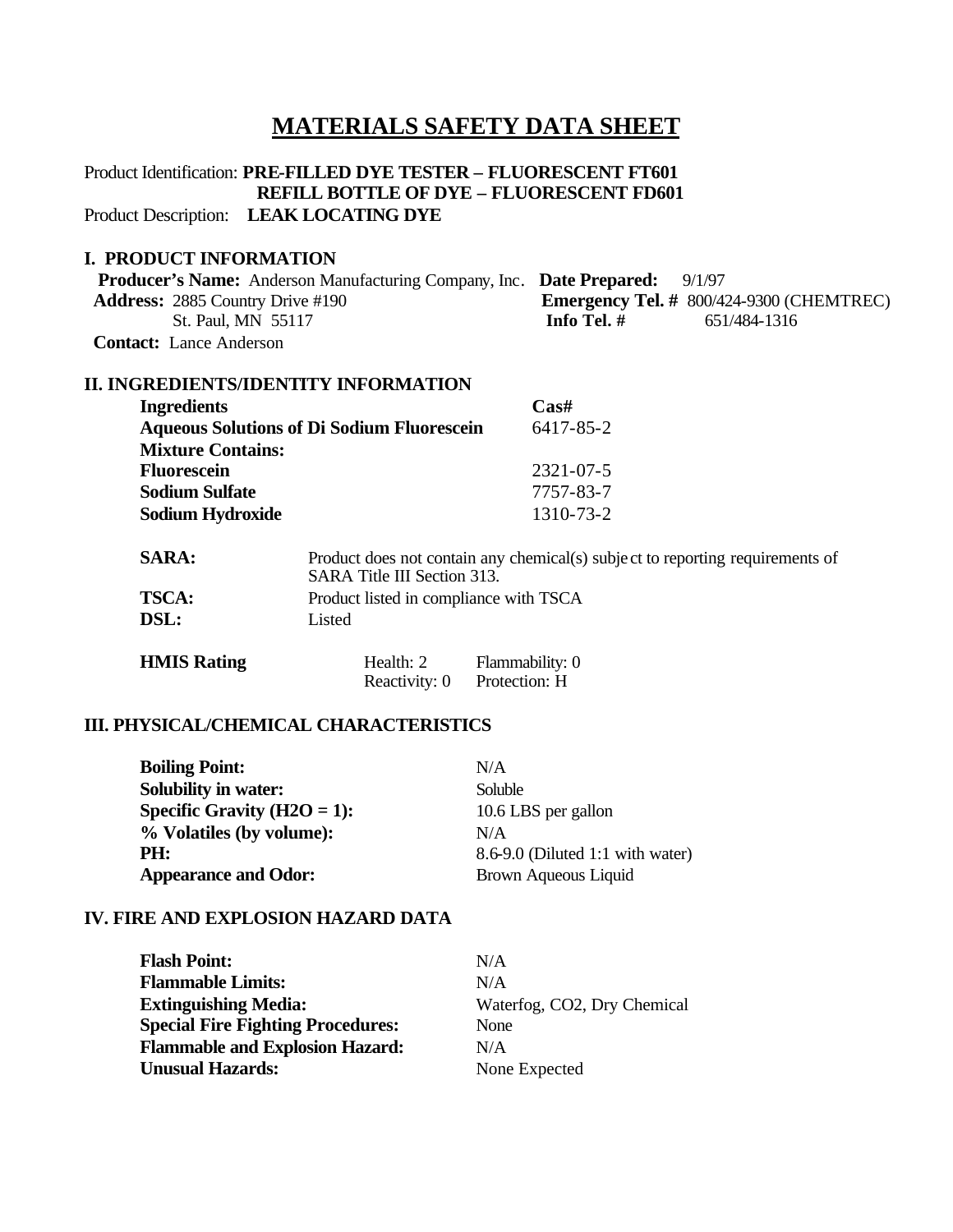# MATERIALS SAFETY DATA SHEET

Product Identification: **PRE-FILLED DYE TESTER – FLUORESCENT FT601**
**REFILL BOTTLE OF DYE – FLUORESCENT FD601**
Product Description: **LEAK LOCATING DYE**

## I. PRODUCT INFORMATION

**Producer's Name:** Anderson Manufacturing Company, Inc.
**Address:** 2885 Country Drive #190
St. Paul, MN 55117
**Contact:** Lance Anderson

**Date Prepared:** 9/1/97
**Emergency Tel. #** 800/424-9300 (CHEMTREC)
**Info Tel. #** 651/484-1316

## II. INGREDIENTS/IDENTITY INFORMATION

| Ingredients | Cas# |
|---|---|
| **Aqueous Solutions of Di Sodium Fluorescein** | 6417-85-2 |
| **Mixture Contains:** | |
| **Fluorescein** | 2321-07-5 |
| **Sodium Sulfate** | 7757-83-7 |
| **Sodium Hydroxide** | 1310-73-2 |

**SARA:** Product does not contain any chemical(s) subject to reporting requirements of SARA Title III Section 313.
**TSCA:** Product listed in compliance with TSCA
**DSL:** Listed

**HMIS Rating**

| Health: 2 | Flammability: 0 |
|---|---|
| Reactivity: 0 | Protection: H |

## III. PHYSICAL/CHEMICAL CHARACTERISTICS

| | |
|---|---|
| **Boiling Point:** | N/A |
| **Solubility in water:** | Soluble |
| **Specific Gravity ($H2O$ = 1):** | 10.6 LBS per gallon |
| **% Volatiles (by volume):** | N/A |
| **PH:** | 8.6-9.0 (Diluted 1:1 with water) |
| **Appearance and Odor:** | Brown Aqueous Liquid |

## IV. FIRE AND EXPLOSION HAZARD DATA

| | |
|---|---|
| **Flash Point:** | N/A |
| **Flammable Limits:** | N/A |
| **Extinguishing Media:** | Waterfog, CO2, Dry Chemical |
| **Special Fire Fighting Procedures:** | None |
| **Flammable and Explosion Hazard:** | N/A |
| **Unusual Hazards:** | None Expected |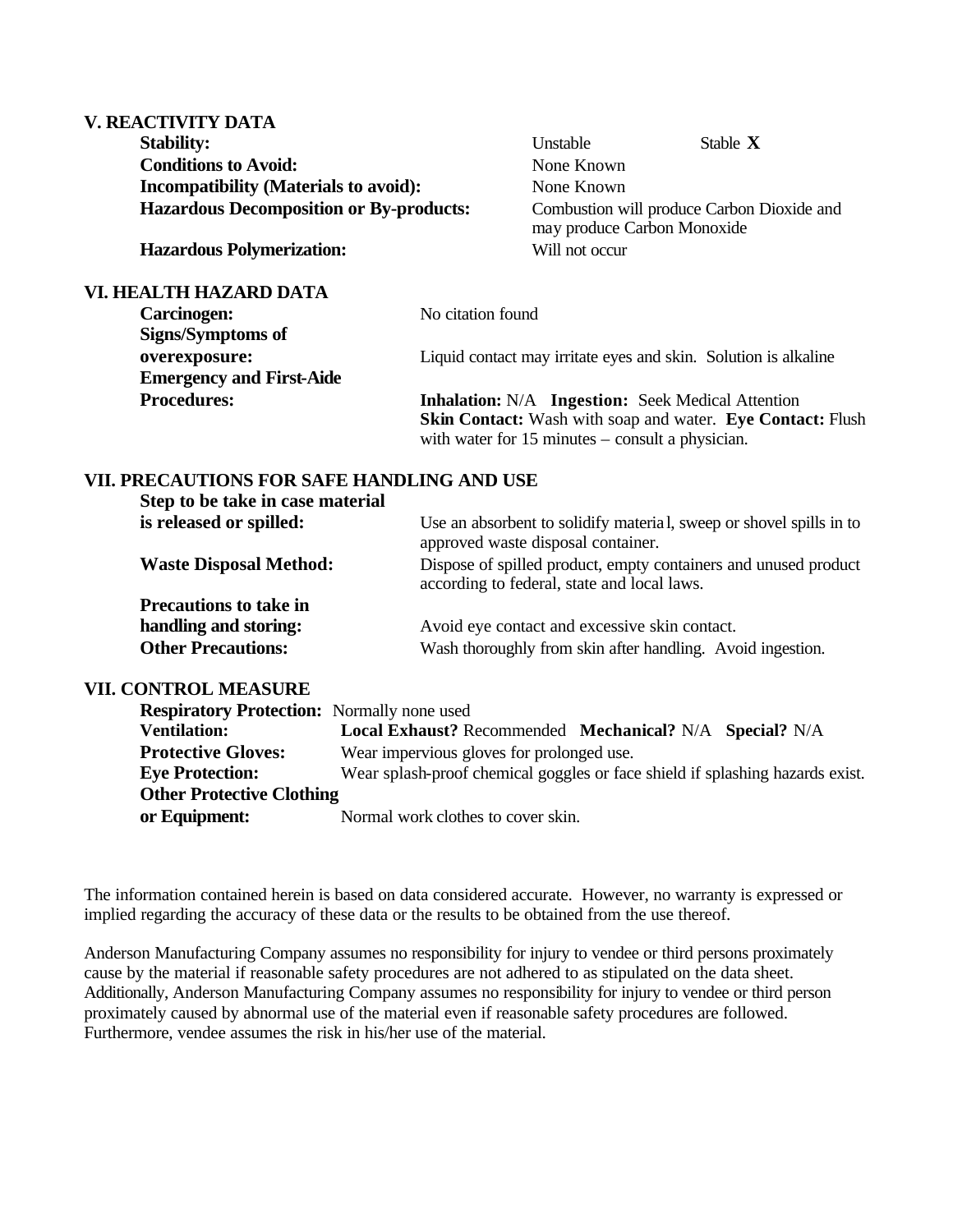## V. REACTIVITY DATA

| | |
|---|---|
| **Stability:** | Unstable &nbsp;&nbsp;&nbsp;&nbsp; Stable **X** |
| **Conditions to Avoid:** | None Known |
| **Incompatibility (Materials to avoid):** | None Known |
| **Hazardous Decomposition or By-products:** | Combustion will produce Carbon Dioxide and may produce Carbon Monoxide |
| **Hazardous Polymerization:** | Will not occur |

## VI. HEALTH HAZARD DATA

| | |
|---|---|
| **Carcinogen:** | No citation found |
| **Signs/Symptoms of overexposure:** | Liquid contact may irritate eyes and skin. Solution is alkaline |
| **Emergency and First-Aide Procedures:** | **Inhalation:** N/A **Ingestion:** Seek Medical Attention **Skin Contact:** Wash with soap and water. **Eye Contact:** Flush with water for 15 minutes – consult a physician. |

## VII. PRECAUTIONS FOR SAFE HANDLING AND USE

| | |
|---|---|
| **Step to be take in case material is released or spilled:** | Use an absorbent to solidify material, sweep or shovel spills in to approved waste disposal container. |
| **Waste Disposal Method:** | Dispose of spilled product, empty containers and unused product according to federal, state and local laws. |
| **Precautions to take in handling and storing:** | Avoid eye contact and excessive skin contact. |
| **Other Precautions:** | Wash thoroughly from skin after handling. Avoid ingestion. |

## VII. CONTROL MEASURE

| | |
|---|---|
| **Respiratory Protection:** | Normally none used |
| **Ventilation:** | **Local Exhaust?** Recommended **Mechanical?** N/A **Special?** N/A |
| **Protective Gloves:** | Wear impervious gloves for prolonged use. |
| **Eye Protection:** | Wear splash-proof chemical goggles or face shield if splashing hazards exist. |
| **Other Protective Clothing or Equipment:** | Normal work clothes to cover skin. |

The information contained herein is based on data considered accurate. However, no warranty is expressed or implied regarding the accuracy of these data or the results to be obtained from the use thereof.

Anderson Manufacturing Company assumes no responsibility for injury to vendee or third persons proximately cause by the material if reasonable safety procedures are not adhered to as stipulated on the data sheet. Additionally, Anderson Manufacturing Company assumes no responsibility for injury to vendee or third person proximately caused by abnormal use of the material even if reasonable safety procedures are followed. Furthermore, vendee assumes the risk in his/her use of the material.